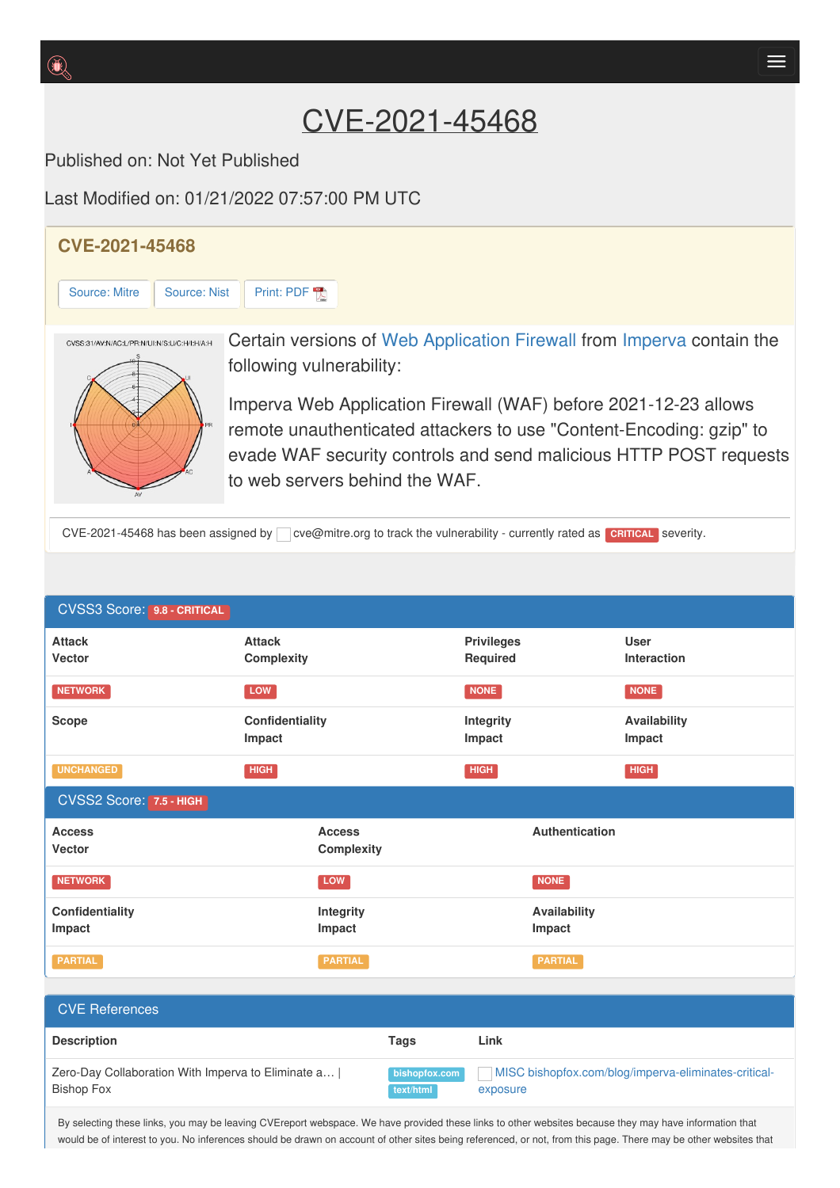# CVE-2021-45468

Published on: Not Yet Published

Last Modified on: 01/21/2022 07:57:00 PM UTC

## CVE-2021-45468

Source: Mitre | Source: Nist | Print: PDF

Certain versions of Web Application Firewall from Imperva contain the following vulnerability:

Imperva Web Application Firewall (WAF) before 2021-12-23 allows remote unauthenticated attackers to use "Content-Encoding: gzip" to evade WAF security controls and send malicious HTTP POST requests to web servers behind the WAF.

CVE-2021-45468 has been assigned by cve@mitre.org to track the vulnerability - currently rated as CRITICAL severity.

## CVSS3 Score: 9.8 - CRITICAL

| Attack Vector | Attack Complexity | Privileges Required | User Interaction |
|---|---|---|---|
| NETWORK | LOW | NONE | NONE |
| **Scope** | **Confidentiality Impact** | **Integrity Impact** | **Availability Impact** |
| UNCHANGED | HIGH | HIGH | HIGH |

## CVSS2 Score: 7.5 - HIGH

| Access Vector | Access Complexity | Authentication |
|---|---|---|
| NETWORK | LOW | NONE |
| **Confidentiality Impact** | **Integrity Impact** | **Availability Impact** |
| PARTIAL | PARTIAL | PARTIAL |

## CVE References

| Description | Tags | Link |
|---|---|---|
| Zero-Day Collaboration With Imperva to Eliminate a… \| Bishop Fox | bishopfox.com text/html | MISC bishopfox.com/blog/imperva-eliminates-critical-exposure |

By selecting these links, you may be leaving CVEreport webspace. We have provided these links to other websites because they may have information that would be of interest to you. No inferences should be drawn on account of other sites being referenced, or not, from this page. There may be other websites that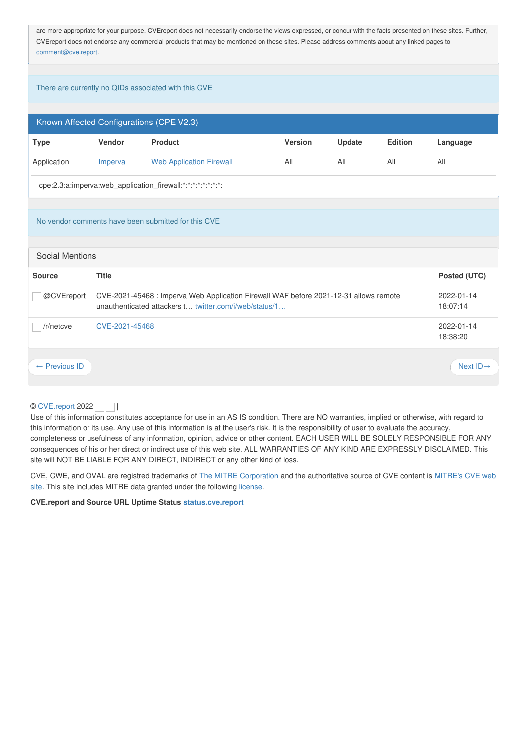are more appropriate for your purpose. CVEreport does not necessarily endorse the views expressed, or concur with the facts presented on these sites. Further, CVEreport does not endorse any commercial products that may be mentioned on these sites. Please address comments about any linked pages to comment@cve.report.

There are currently no QIDs associated with this CVE

## Known Affected Configurations (CPE V2.3)

| Type | Vendor | Product | Version | Update | Edition | Language |
|---|---|---|---|---|---|---|
| Application | Imperva | Web Application Firewall | All | All | All | All |

cpe:2.3:a:imperva:web_application_firewall:*:*:*:*:*:*:*:*:

No vendor comments have been submitted for this CVE

## Social Mentions

| Source | Title | Posted (UTC) |
|---|---|---|
| @CVEreport | CVE-2021-45468 : Imperva Web Application Firewall WAF before 2021-12-31 allows remote unauthenticated attackers t… twitter.com/i/web/status/1… | 2022-01-14 18:07:14 |
| /r/netcve | CVE-2021-45468 | 2022-01-14 18:38:20 |

← Previous ID

Next ID→

© CVE.report 2022 |

Use of this information constitutes acceptance for use in an AS IS condition. There are NO warranties, implied or otherwise, with regard to this information or its use. Any use of this information is at the user's risk. It is the responsibility of user to evaluate the accuracy, completeness or usefulness of any information, opinion, advice or other content. EACH USER WILL BE SOLELY RESPONSIBLE FOR ANY consequences of his or her direct or indirect use of this web site. ALL WARRANTIES OF ANY KIND ARE EXPRESSLY DISCLAIMED. This site will NOT BE LIABLE FOR ANY DIRECT, INDIRECT or any other kind of loss.

CVE, CWE, and OVAL are registred trademarks of The MITRE Corporation and the authoritative source of CVE content is MITRE's CVE web site. This site includes MITRE data granted under the following license.

**CVE.report and Source URL Uptime Status status.cve.report**